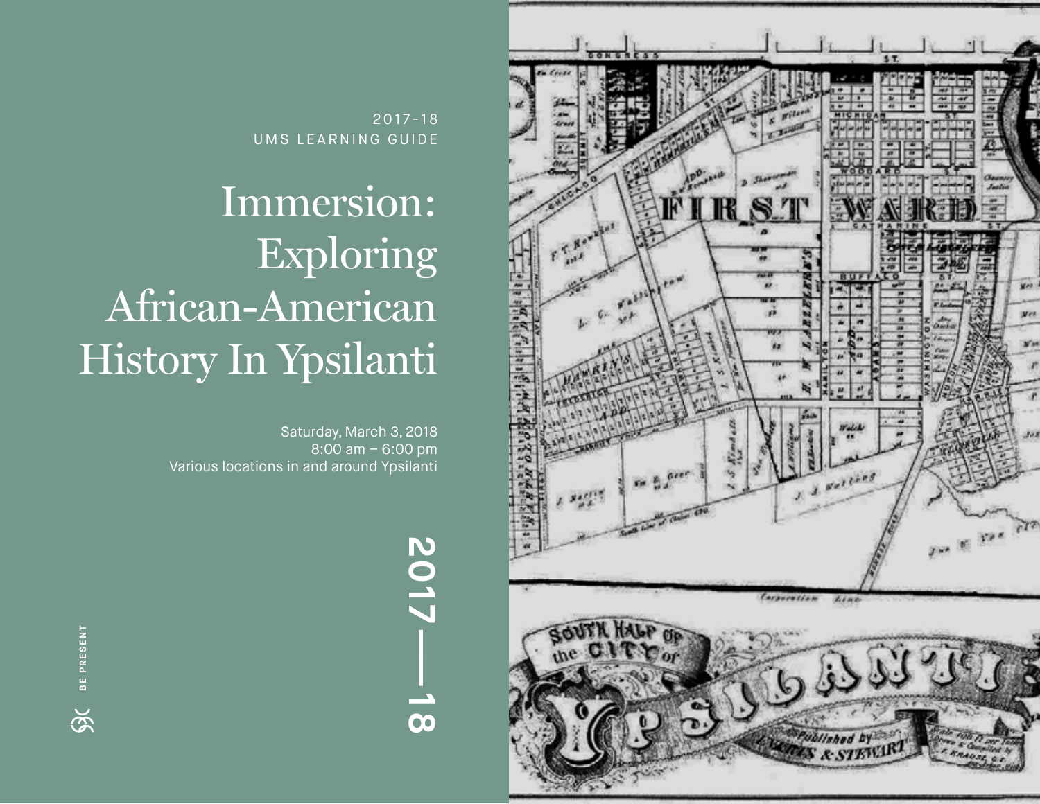2017-18
UMS LEARNING GUIDE

# Immersion: Exploring African-American History In Ypsilanti

Saturday, March 3, 2018
8:00 am – 6:00 pm
Various locations in and around Ypsilanti

2017—18

BE PRESENT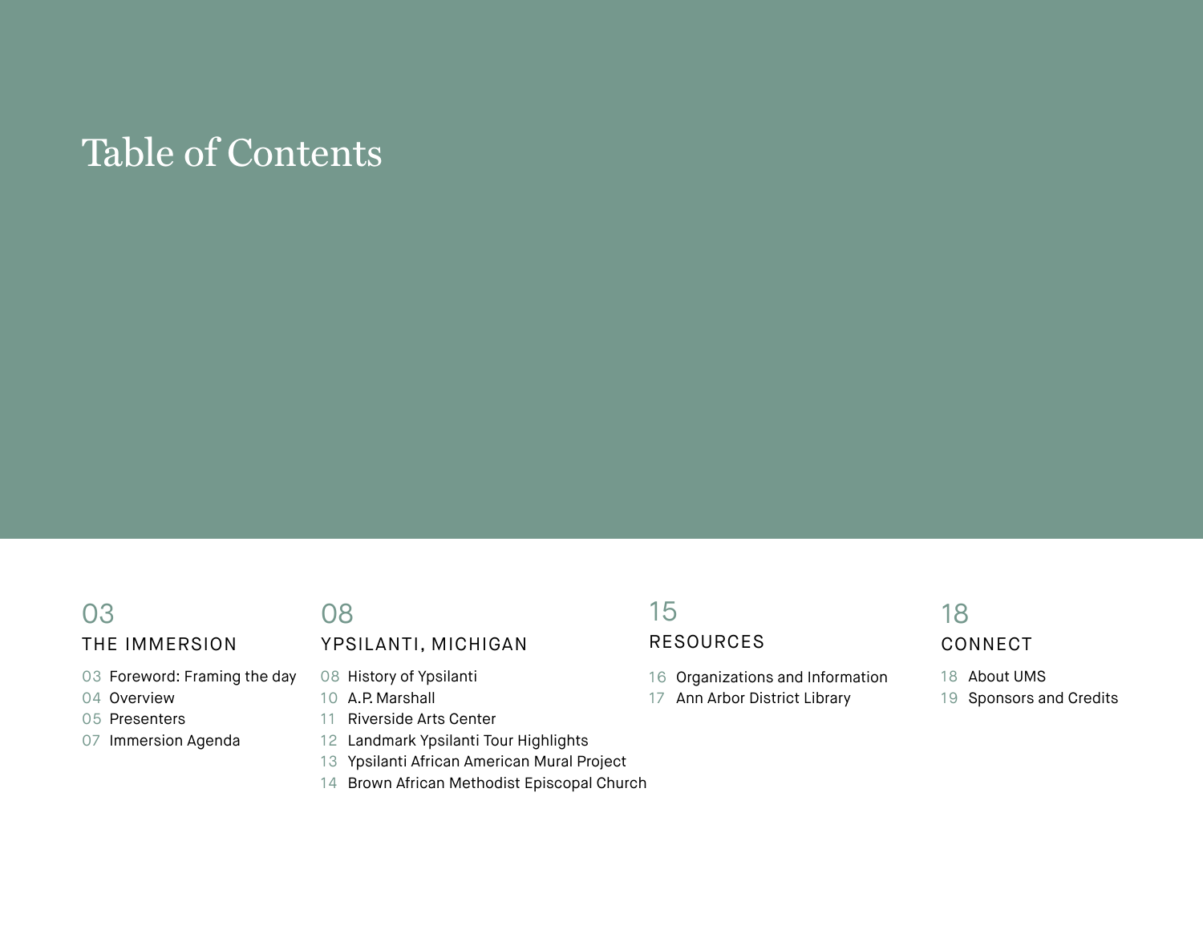# Table of Contents

## 03 THE IMMERSION

- 03 Foreword: Framing the day
- 04 Overview
- 05 Presenters
- 07 Immersion Agenda

## 08 YPSILANTI, MICHIGAN

- 08 History of Ypsilanti
- 10 A.P. Marshall
- 11 Riverside Arts Center
- 12 Landmark Ypsilanti Tour Highlights
- 13 Ypsilanti African American Mural Project
- 14 Brown African Methodist Episcopal Church

## 15 RESOURCES

- 16 Organizations and Information
- 17 Ann Arbor District Library

## 18 CONNECT

- 18 About UMS
- 19 Sponsors and Credits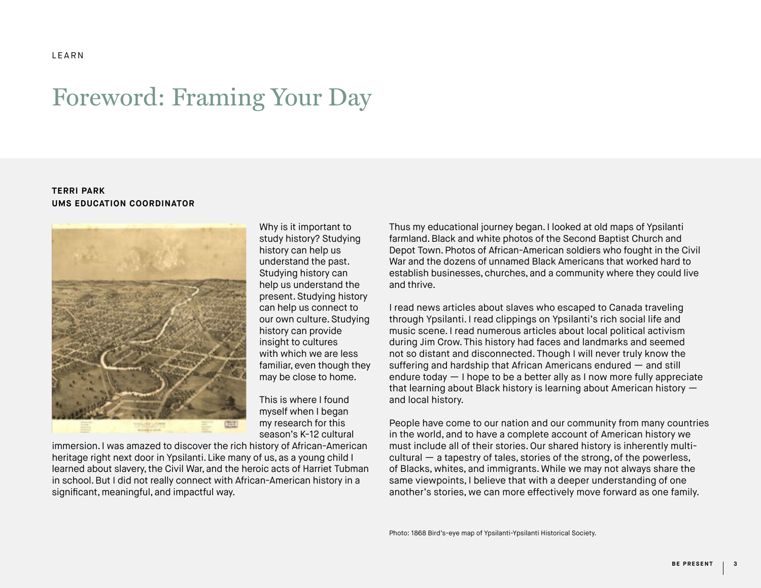LEARN

# Foreword: Framing Your Day

**TERRI PARK**
**UMS EDUCATION COORDINATOR**

Why is it important to study history? Studying history can help us understand the past. Studying history can help us understand the present. Studying history can help us connect to our own culture. Studying history can provide insight to cultures with which we are less familiar, even though they may be close to home.

This is where I found myself when I began my research for this season's K-12 cultural immersion. I was amazed to discover the rich history of African-American heritage right next door in Ypsilanti. Like many of us, as a young child I learned about slavery, the Civil War, and the heroic acts of Harriet Tubman in school. But I did not really connect with African-American history in a significant, meaningful, and impactful way.

Thus my educational journey began. I looked at old maps of Ypsilanti farmland. Black and white photos of the Second Baptist Church and Depot Town. Photos of African-American soldiers who fought in the Civil War and the dozens of unnamed Black Americans that worked hard to establish businesses, churches, and a community where they could live and thrive.

I read news articles about slaves who escaped to Canada traveling through Ypsilanti. I read clippings on Ypsilanti's rich social life and music scene. I read numerous articles about local political activism during Jim Crow. This history had faces and landmarks and seemed not so distant and disconnected. Though I will never truly know the suffering and hardship that African Americans endured — and still endure today — I hope to be a better ally as I now more fully appreciate that learning about Black history is learning about American history — and local history.

People have come to our nation and our community from many countries in the world, and to have a complete account of American history we must include all of their stories. Our shared history is inherently multi-cultural — a tapestry of tales, stories of the strong, of the powerless, of Blacks, whites, and immigrants. While we may not always share the same viewpoints, I believe that with a deeper understanding of one another's stories, we can more effectively move forward as one family.

Photo: 1868 Bird's-eye map of Ypsilanti-Ypsilanti Historical Society.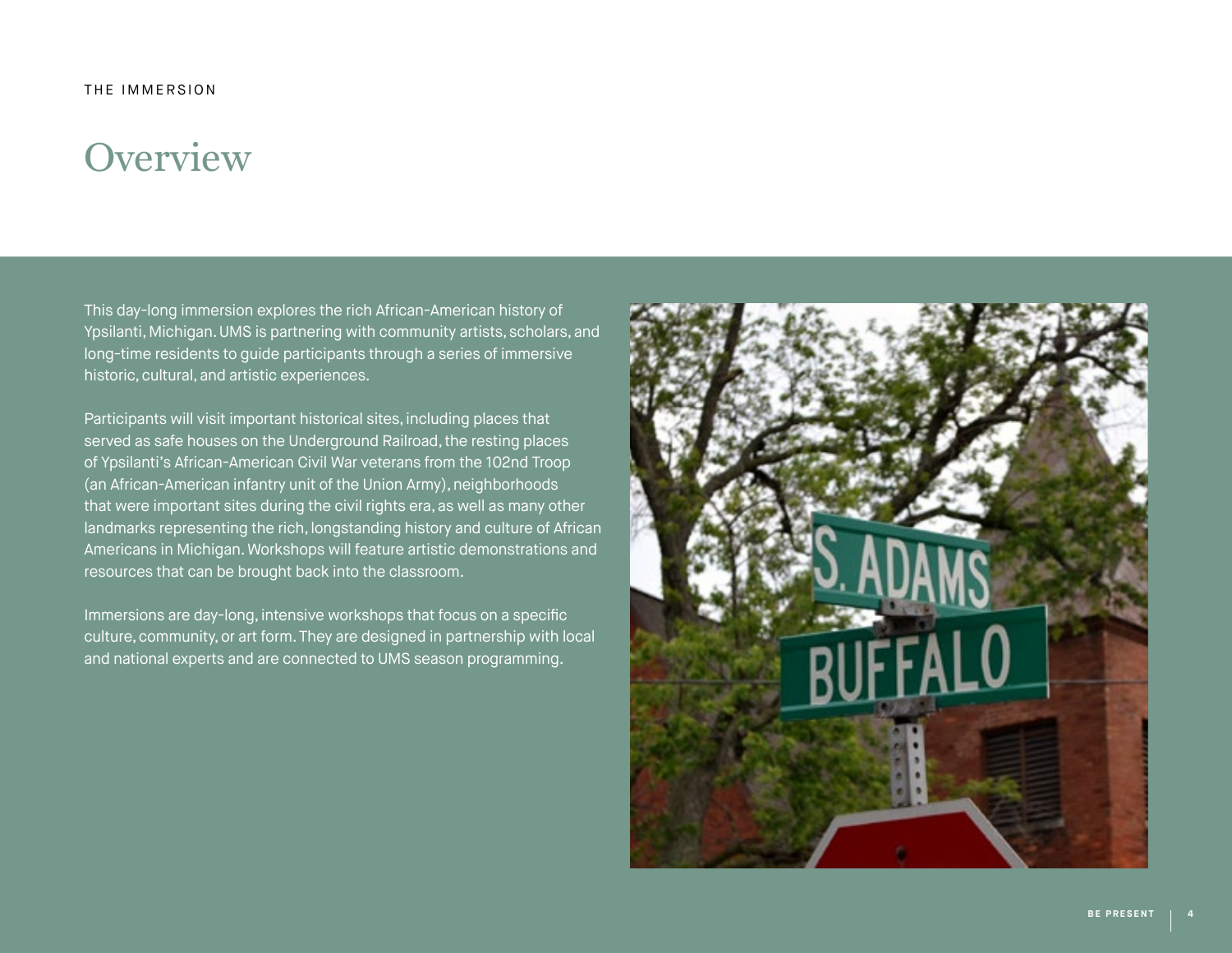THE IMMERSION

# Overview

This day-long immersion explores the rich African-American history of Ypsilanti, Michigan. UMS is partnering with community artists, scholars, and long-time residents to guide participants through a series of immersive historic, cultural, and artistic experiences.

Participants will visit important historical sites, including places that served as safe houses on the Underground Railroad, the resting places of Ypsilanti's African-American Civil War veterans from the 102nd Troop (an African-American infantry unit of the Union Army), neighborhoods that were important sites during the civil rights era, as well as many other landmarks representing the rich, longstanding history and culture of African Americans in Michigan. Workshops will feature artistic demonstrations and resources that can be brought back into the classroom.

Immersions are day-long, intensive workshops that focus on a specific culture, community, or art form. They are designed in partnership with local and national experts and are connected to UMS season programming.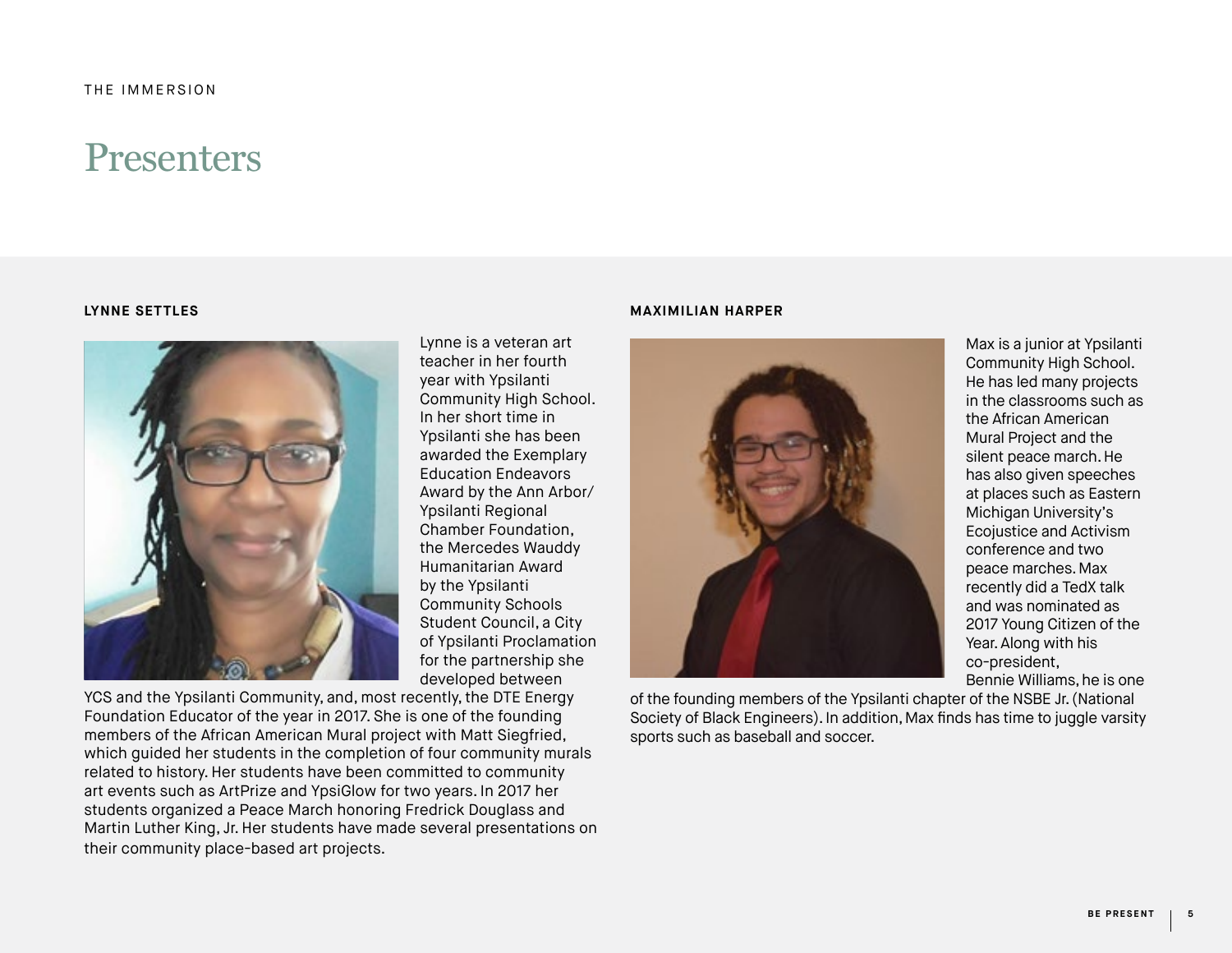THE IMMERSION

# Presenters

### LYNNE SETTLES

Lynne is a veteran art teacher in her fourth year with Ypsilanti Community High School. In her short time in Ypsilanti she has been awarded the Exemplary Education Endeavors Award by the Ann Arbor/Ypsilanti Regional Chamber Foundation, the Mercedes Wauddy Humanitarian Award by the Ypsilanti Community Schools Student Council, a City of Ypsilanti Proclamation for the partnership she developed between YCS and the Ypsilanti Community, and, most recently, the DTE Energy Foundation Educator of the year in 2017. She is one of the founding members of the African American Mural project with Matt Siegfried, which guided her students in the completion of four community murals related to history. Her students have been committed to community art events such as ArtPrize and YpsiGlow for two years. In 2017 her students organized a Peace March honoring Fredrick Douglass and Martin Luther King, Jr. Her students have made several presentations on their community place-based art projects.

### MAXIMILIAN HARPER

Max is a junior at Ypsilanti Community High School. He has led many projects in the classrooms such as the African American Mural Project and the silent peace march. He has also given speeches at places such as Eastern Michigan University's Ecojustice and Activism conference and two peace marches. Max recently did a TedX talk and was nominated as 2017 Young Citizen of the Year. Along with his co-president, Bennie Williams, he is one of the founding members of the Ypsilanti chapter of the NSBE Jr. (National Society of Black Engineers). In addition, Max finds has time to juggle varsity sports such as baseball and soccer.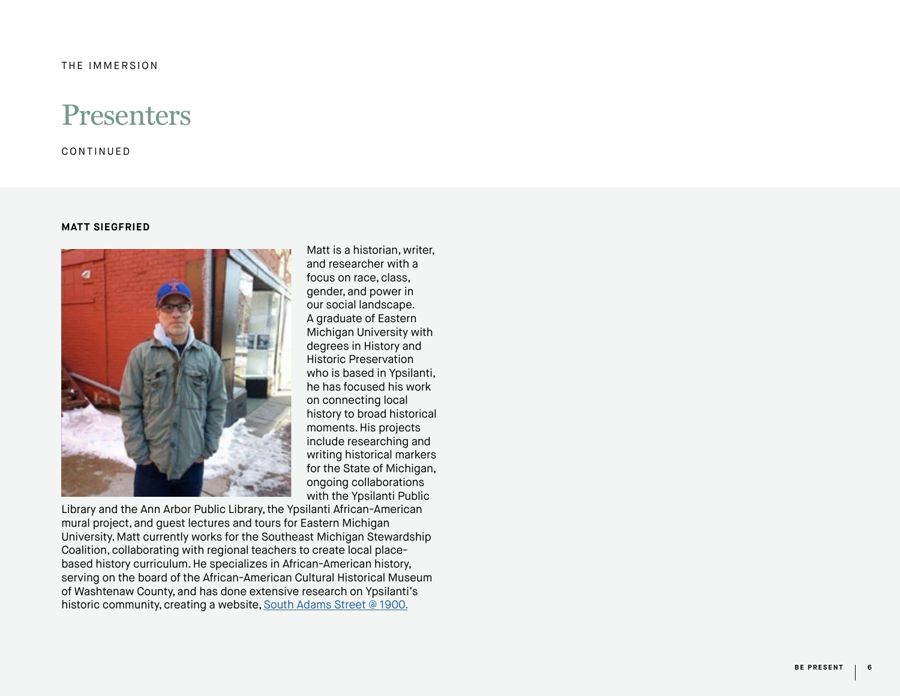THE IMMERSION

# Presenters

CONTINUED

**MATT SIEGFRIED**

Matt is a historian, writer, and researcher with a focus on race, class, gender, and power in our social landscape. A graduate of Eastern Michigan University with degrees in History and Historic Preservation who is based in Ypsilanti, he has focused his work on connecting local history to broad historical moments. His projects include researching and writing historical markers for the State of Michigan, ongoing collaborations with the Ypsilanti Public Library and the Ann Arbor Public Library, the Ypsilanti African-American mural project, and guest lectures and tours for Eastern Michigan University. Matt currently works for the Southeast Michigan Stewardship Coalition, collaborating with regional teachers to create local place-based history curriculum. He specializes in African-American history, serving on the board of the African-American Cultural Historical Museum of Washtenaw County, and has done extensive research on Ypsilanti's historic community, creating a website, South Adams Street @ 1900.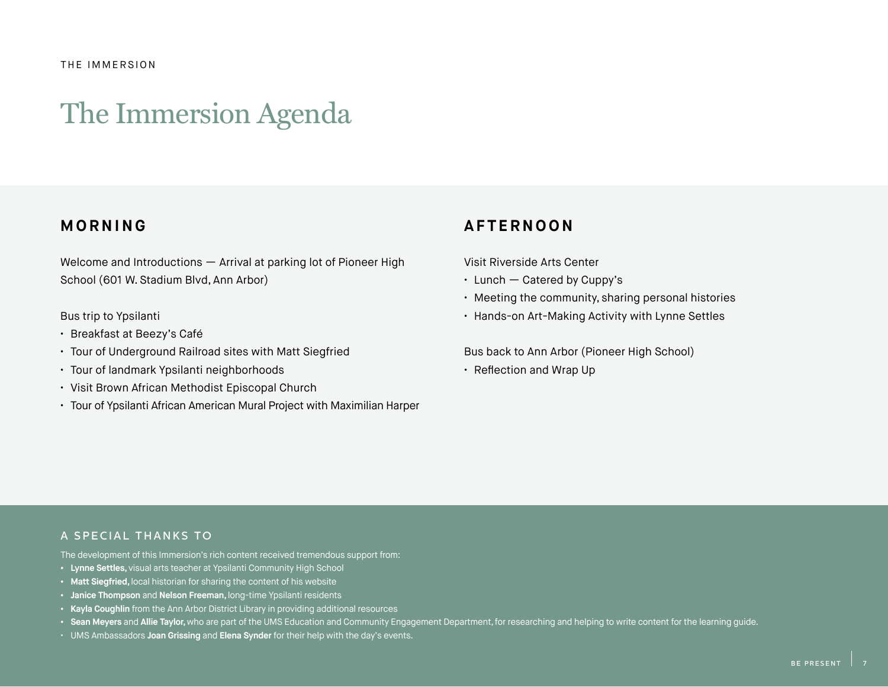THE IMMERSION

# The Immersion Agenda

## MORNING

Welcome and Introductions — Arrival at parking lot of Pioneer High School (601 W. Stadium Blvd, Ann Arbor)

Bus trip to Ypsilanti

- Breakfast at Beezy's Café
- Tour of Underground Railroad sites with Matt Siegfried
- Tour of landmark Ypsilanti neighborhoods
- Visit Brown African Methodist Episcopal Church
- Tour of Ypsilanti African American Mural Project with Maximilian Harper

## AFTERNOON

Visit Riverside Arts Center

- Lunch — Catered by Cuppy's
- Meeting the community, sharing personal histories
- Hands-on Art-Making Activity with Lynne Settles

Bus back to Ann Arbor (Pioneer High School)

- Reflection and Wrap Up

### A SPECIAL THANKS TO

The development of this Immersion's rich content received tremendous support from:

- **Lynne Settles,** visual arts teacher at Ypsilanti Community High School
- **Matt Siegfried,** local historian for sharing the content of his website
- **Janice Thompson** and **Nelson Freeman,** long-time Ypsilanti residents
- **Kayla Coughlin** from the Ann Arbor District Library in providing additional resources
- **Sean Meyers** and **Allie Taylor,** who are part of the UMS Education and Community Engagement Department, for researching and helping to write content for the learning guide.
- UMS Ambassadors **Joan Grissing** and **Elena Synder** for their help with the day's events.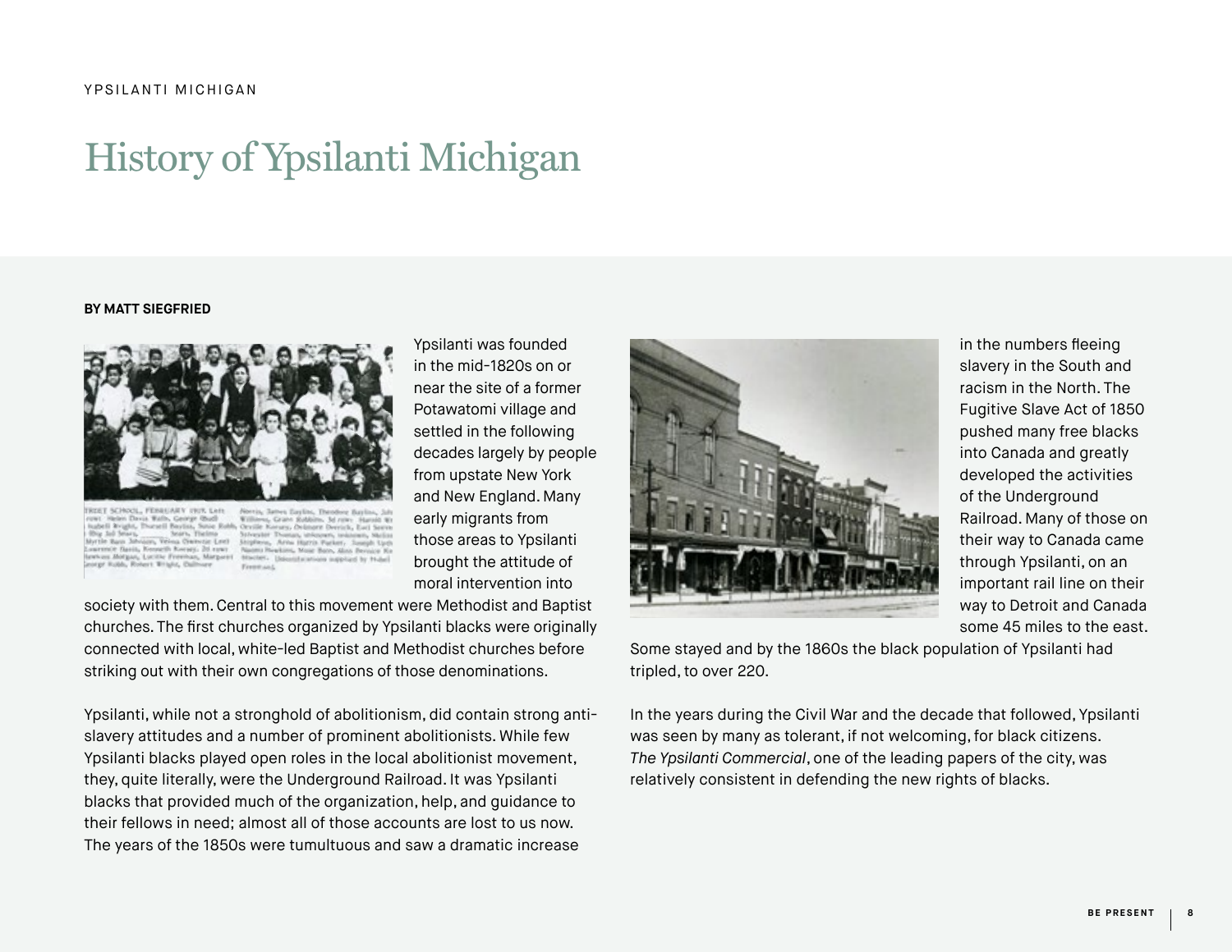# History of Ypsilanti Michigan

**BY MATT SIEGFRIED**

Ypsilanti was founded in the mid-1820s on or near the site of a former Potawatomi village and settled in the following decades largely by people from upstate New York and New England. Many early migrants from those areas to Ypsilanti brought the attitude of moral intervention into society with them. Central to this movement were Methodist and Baptist churches. The first churches organized by Ypsilanti blacks were originally connected with local, white-led Baptist and Methodist churches before striking out with their own congregations of those denominations.

Ypsilanti, while not a stronghold of abolitionism, did contain strong anti-slavery attitudes and a number of prominent abolitionists. While few Ypsilanti blacks played open roles in the local abolitionist movement, they, quite literally, were the Underground Railroad. It was Ypsilanti blacks that provided much of the organization, help, and guidance to their fellows in need; almost all of those accounts are lost to us now. The years of the 1850s were tumultuous and saw a dramatic increase in the numbers fleeing slavery in the South and racism in the North. The Fugitive Slave Act of 1850 pushed many free blacks into Canada and greatly developed the activities of the Underground Railroad. Many of those on their way to Canada came through Ypsilanti, on an important rail line on their way to Detroit and Canada some 45 miles to the east. Some stayed and by the 1860s the black population of Ypsilanti had tripled, to over 220.

In the years during the Civil War and the decade that followed, Ypsilanti was seen by many as tolerant, if not welcoming, for black citizens. *The Ypsilanti Commercial*, one of the leading papers of the city, was relatively consistent in defending the new rights of blacks.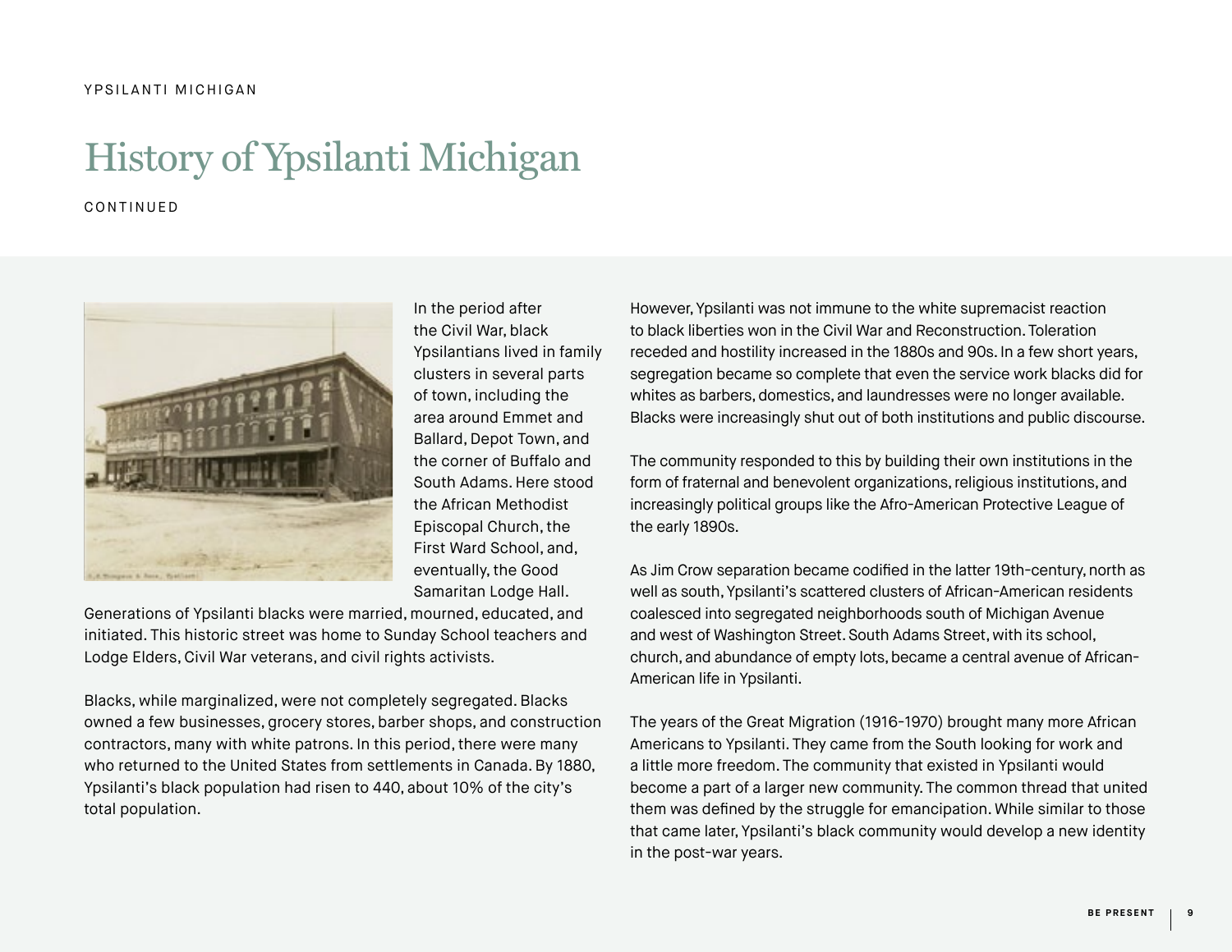YPSILANTI MICHIGAN

# History of Ypsilanti Michigan

CONTINUED

In the period after the Civil War, black Ypsilantians lived in family clusters in several parts of town, including the area around Emmet and Ballard, Depot Town, and the corner of Buffalo and South Adams. Here stood the African Methodist Episcopal Church, the First Ward School, and, eventually, the Good Samaritan Lodge Hall. Generations of Ypsilanti blacks were married, mourned, educated, and initiated. This historic street was home to Sunday School teachers and Lodge Elders, Civil War veterans, and civil rights activists.

Blacks, while marginalized, were not completely segregated. Blacks owned a few businesses, grocery stores, barber shops, and construction contractors, many with white patrons. In this period, there were many who returned to the United States from settlements in Canada. By 1880, Ypsilanti's black population had risen to 440, about 10% of the city's total population.

However, Ypsilanti was not immune to the white supremacist reaction to black liberties won in the Civil War and Reconstruction. Toleration receded and hostility increased in the 1880s and 90s. In a few short years, segregation became so complete that even the service work blacks did for whites as barbers, domestics, and laundresses were no longer available. Blacks were increasingly shut out of both institutions and public discourse.

The community responded to this by building their own institutions in the form of fraternal and benevolent organizations, religious institutions, and increasingly political groups like the Afro-American Protective League of the early 1890s.

As Jim Crow separation became codified in the latter 19th-century, north as well as south, Ypsilanti's scattered clusters of African-American residents coalesced into segregated neighborhoods south of Michigan Avenue and west of Washington Street. South Adams Street, with its school, church, and abundance of empty lots, became a central avenue of African-American life in Ypsilanti.

The years of the Great Migration (1916-1970) brought many more African Americans to Ypsilanti. They came from the South looking for work and a little more freedom. The community that existed in Ypsilanti would become a part of a larger new community. The common thread that united them was defined by the struggle for emancipation. While similar to those that came later, Ypsilanti's black community would develop a new identity in the post-war years.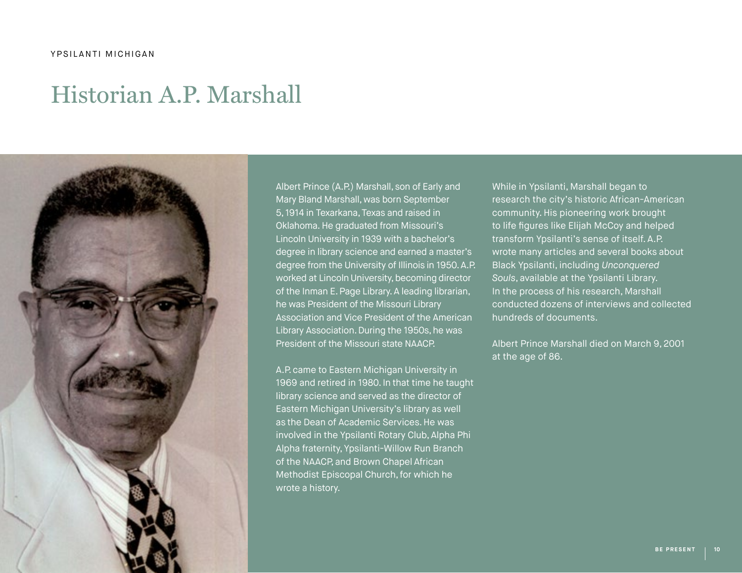YPSILANTI MICHIGAN

# Historian A.P. Marshall

Albert Prince (A.P.) Marshall, son of Early and Mary Bland Marshall, was born September 5, 1914 in Texarkana, Texas and raised in Oklahoma. He graduated from Missouri's Lincoln University in 1939 with a bachelor's degree in library science and earned a master's degree from the University of Illinois in 1950. A.P. worked at Lincoln University, becoming director of the Inman E. Page Library. A leading librarian, he was President of the Missouri Library Association and Vice President of the American Library Association. During the 1950s, he was President of the Missouri state NAACP.

A.P. came to Eastern Michigan University in 1969 and retired in 1980. In that time he taught library science and served as the director of Eastern Michigan University's library as well as the Dean of Academic Services. He was involved in the Ypsilanti Rotary Club, Alpha Phi Alpha fraternity, Ypsilanti-Willow Run Branch of the NAACP, and Brown Chapel African Methodist Episcopal Church, for which he wrote a history.

While in Ypsilanti, Marshall began to research the city's historic African-American community. His pioneering work brought to life figures like Elijah McCoy and helped transform Ypsilanti's sense of itself. A.P. wrote many articles and several books about Black Ypsilanti, including *Unconquered Souls*, available at the Ypsilanti Library. In the process of his research, Marshall conducted dozens of interviews and collected hundreds of documents.

Albert Prince Marshall died on March 9, 2001 at the age of 86.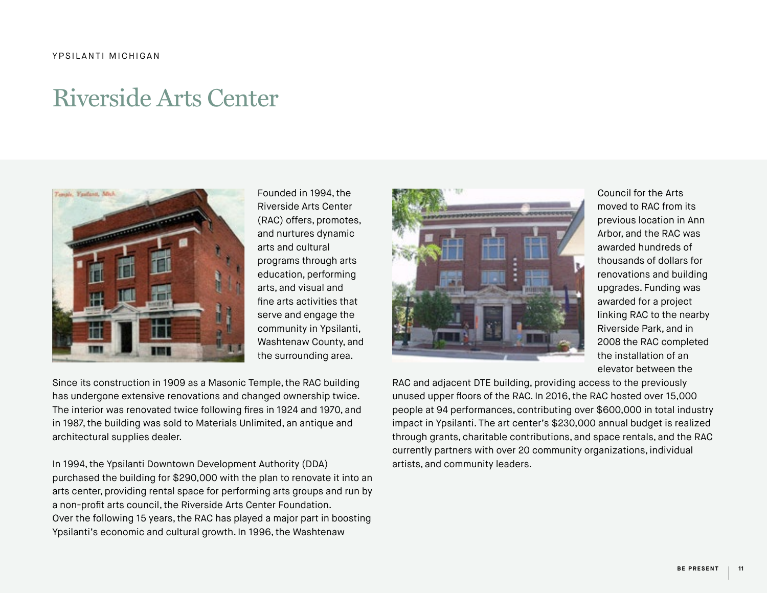YPSILANTI MICHIGAN

# Riverside Arts Center

Founded in 1994, the Riverside Arts Center (RAC) offers, promotes, and nurtures dynamic arts and cultural programs through arts education, performing arts, and visual and fine arts activities that serve and engage the community in Ypsilanti, Washtenaw County, and the surrounding area.

Since its construction in 1909 as a Masonic Temple, the RAC building has undergone extensive renovations and changed ownership twice. The interior was renovated twice following fires in 1924 and 1970, and in 1987, the building was sold to Materials Unlimited, an antique and architectural supplies dealer.

In 1994, the Ypsilanti Downtown Development Authority (DDA) purchased the building for $290,000 with the plan to renovate it into an arts center, providing rental space for performing arts groups and run by a non-profit arts council, the Riverside Arts Center Foundation. Over the following 15 years, the RAC has played a major part in boosting Ypsilanti's economic and cultural growth. In 1996, the Washtenaw Council for the Arts moved to RAC from its previous location in Ann Arbor, and the RAC was awarded hundreds of thousands of dollars for renovations and building upgrades. Funding was awarded for a project linking RAC to the nearby Riverside Park, and in 2008 the RAC completed the installation of an elevator between the RAC and adjacent DTE building, providing access to the previously unused upper floors of the RAC. In 2016, the RAC hosted over 15,000 people at 94 performances, contributing over $600,000 in total industry impact in Ypsilanti. The art center's $230,000 annual budget is realized through grants, charitable contributions, and space rentals, and the RAC currently partners with over 20 community organizations, individual artists, and community leaders.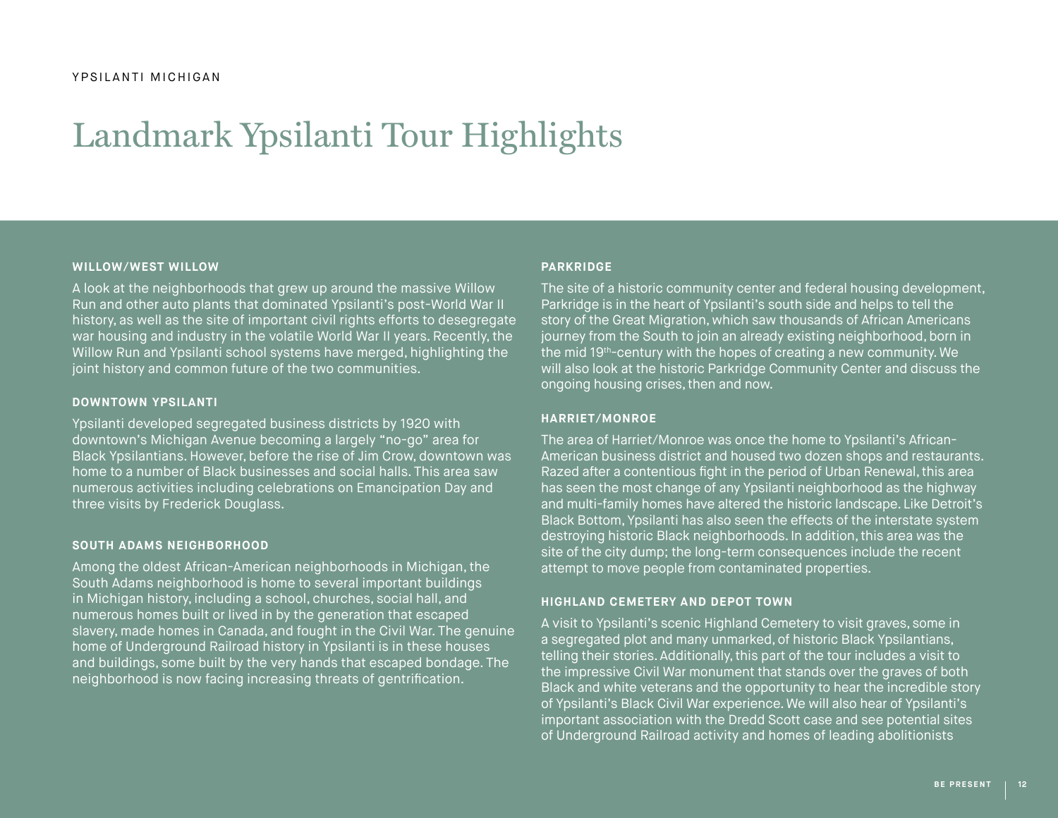YPSILANTI MICHIGAN

# Landmark Ypsilanti Tour Highlights

### WILLOW/WEST WILLOW

A look at the neighborhoods that grew up around the massive Willow Run and other auto plants that dominated Ypsilanti's post-World War II history, as well as the site of important civil rights efforts to desegregate war housing and industry in the volatile World War II years. Recently, the Willow Run and Ypsilanti school systems have merged, highlighting the joint history and common future of the two communities.

### DOWNTOWN YPSILANTI

Ypsilanti developed segregated business districts by 1920 with downtown's Michigan Avenue becoming a largely "no-go" area for Black Ypsilantians. However, before the rise of Jim Crow, downtown was home to a number of Black businesses and social halls. This area saw numerous activities including celebrations on Emancipation Day and three visits by Frederick Douglass.

### SOUTH ADAMS NEIGHBORHOOD

Among the oldest African-American neighborhoods in Michigan, the South Adams neighborhood is home to several important buildings in Michigan history, including a school, churches, social hall, and numerous homes built or lived in by the generation that escaped slavery, made homes in Canada, and fought in the Civil War. The genuine home of Underground Railroad history in Ypsilanti is in these houses and buildings, some built by the very hands that escaped bondage. The neighborhood is now facing increasing threats of gentrification.

### PARKRIDGE

The site of a historic community center and federal housing development, Parkridge is in the heart of Ypsilanti's south side and helps to tell the story of the Great Migration, which saw thousands of African Americans journey from the South to join an already existing neighborhood, born in the mid 19th-century with the hopes of creating a new community. We will also look at the historic Parkridge Community Center and discuss the ongoing housing crises, then and now.

### HARRIET/MONROE

The area of Harriet/Monroe was once the home to Ypsilanti's African-American business district and housed two dozen shops and restaurants. Razed after a contentious fight in the period of Urban Renewal, this area has seen the most change of any Ypsilanti neighborhood as the highway and multi-family homes have altered the historic landscape. Like Detroit's Black Bottom, Ypsilanti has also seen the effects of the interstate system destroying historic Black neighborhoods. In addition, this area was the site of the city dump; the long-term consequences include the recent attempt to move people from contaminated properties.

### HIGHLAND CEMETERY AND DEPOT TOWN

A visit to Ypsilanti's scenic Highland Cemetery to visit graves, some in a segregated plot and many unmarked, of historic Black Ypsilantians, telling their stories. Additionally, this part of the tour includes a visit to the impressive Civil War monument that stands over the graves of both Black and white veterans and the opportunity to hear the incredible story of Ypsilanti's Black Civil War experience. We will also hear of Ypsilanti's important association with the Dredd Scott case and see potential sites of Underground Railroad activity and homes of leading abolitionists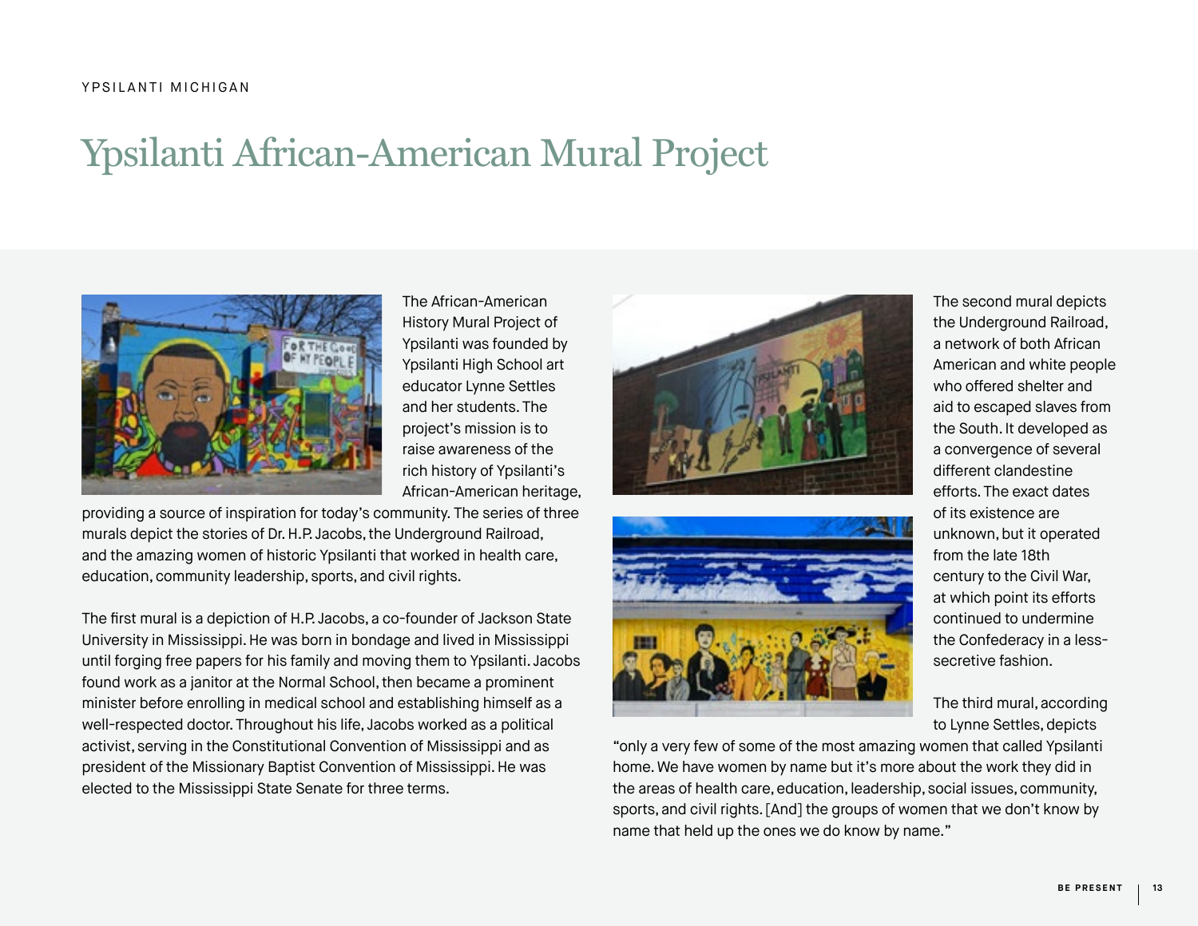YPSILANTI MICHIGAN

# Ypsilanti African-American Mural Project

The African-American History Mural Project of Ypsilanti was founded by Ypsilanti High School art educator Lynne Settles and her students. The project's mission is to raise awareness of the rich history of Ypsilanti's African-American heritage, providing a source of inspiration for today's community. The series of three murals depict the stories of Dr. H.P. Jacobs, the Underground Railroad, and the amazing women of historic Ypsilanti that worked in health care, education, community leadership, sports, and civil rights.

The first mural is a depiction of H.P. Jacobs, a co-founder of Jackson State University in Mississippi. He was born in bondage and lived in Mississippi until forging free papers for his family and moving them to Ypsilanti. Jacobs found work as a janitor at the Normal School, then became a prominent minister before enrolling in medical school and establishing himself as a well-respected doctor. Throughout his life, Jacobs worked as a political activist, serving in the Constitutional Convention of Mississippi and as president of the Missionary Baptist Convention of Mississippi. He was elected to the Mississippi State Senate for three terms.

The second mural depicts the Underground Railroad, a network of both African American and white people who offered shelter and aid to escaped slaves from the South. It developed as a convergence of several different clandestine efforts. The exact dates of its existence are unknown, but it operated from the late 18th century to the Civil War, at which point its efforts continued to undermine the Confederacy in a less-secretive fashion.

The third mural, according to Lynne Settles, depicts "only a very few of some of the most amazing women that called Ypsilanti home. We have women by name but it's more about the work they did in the areas of health care, education, leadership, social issues, community, sports, and civil rights. [And] the groups of women that we don't know by name that held up the ones we do know by name."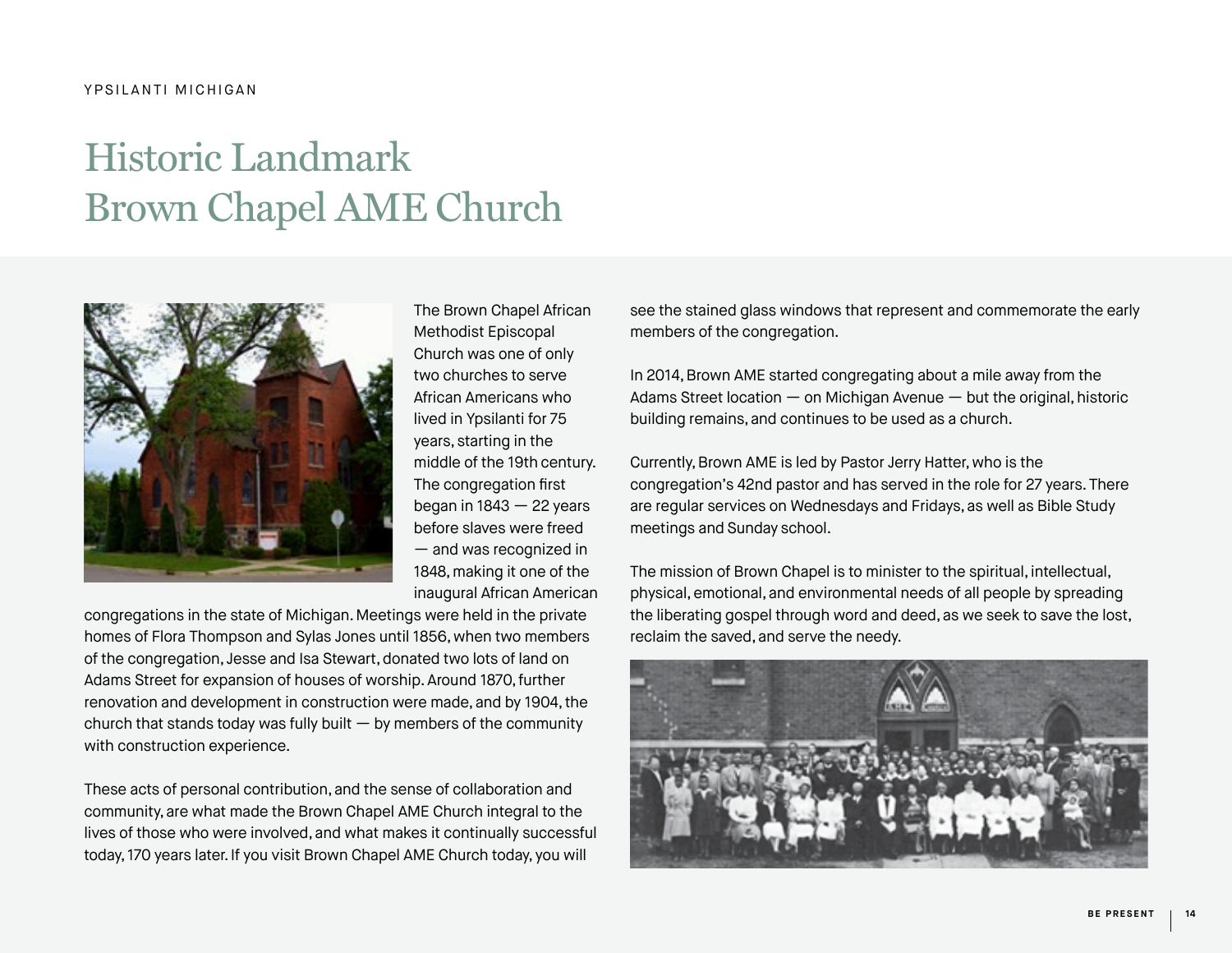YPSILANTI MICHIGAN

# Historic Landmark
# Brown Chapel AME Church

The Brown Chapel African Methodist Episcopal Church was one of only two churches to serve African Americans who lived in Ypsilanti for 75 years, starting in the middle of the 19th century. The congregation first began in 1843 — 22 years before slaves were freed — and was recognized in 1848, making it one of the inaugural African American congregations in the state of Michigan. Meetings were held in the private homes of Flora Thompson and Sylas Jones until 1856, when two members of the congregation, Jesse and Isa Stewart, donated two lots of land on Adams Street for expansion of houses of worship. Around 1870, further renovation and development in construction were made, and by 1904, the church that stands today was fully built — by members of the community with construction experience.

These acts of personal contribution, and the sense of collaboration and community, are what made the Brown Chapel AME Church integral to the lives of those who were involved, and what makes it continually successful today, 170 years later. If you visit Brown Chapel AME Church today, you will see the stained glass windows that represent and commemorate the early members of the congregation.

In 2014, Brown AME started congregating about a mile away from the Adams Street location — on Michigan Avenue — but the original, historic building remains, and continues to be used as a church.

Currently, Brown AME is led by Pastor Jerry Hatter, who is the congregation's 42nd pastor and has served in the role for 27 years. There are regular services on Wednesdays and Fridays, as well as Bible Study meetings and Sunday school.

The mission of Brown Chapel is to minister to the spiritual, intellectual, physical, emotional, and environmental needs of all people by spreading the liberating gospel through word and deed, as we seek to save the lost, reclaim the saved, and serve the needy.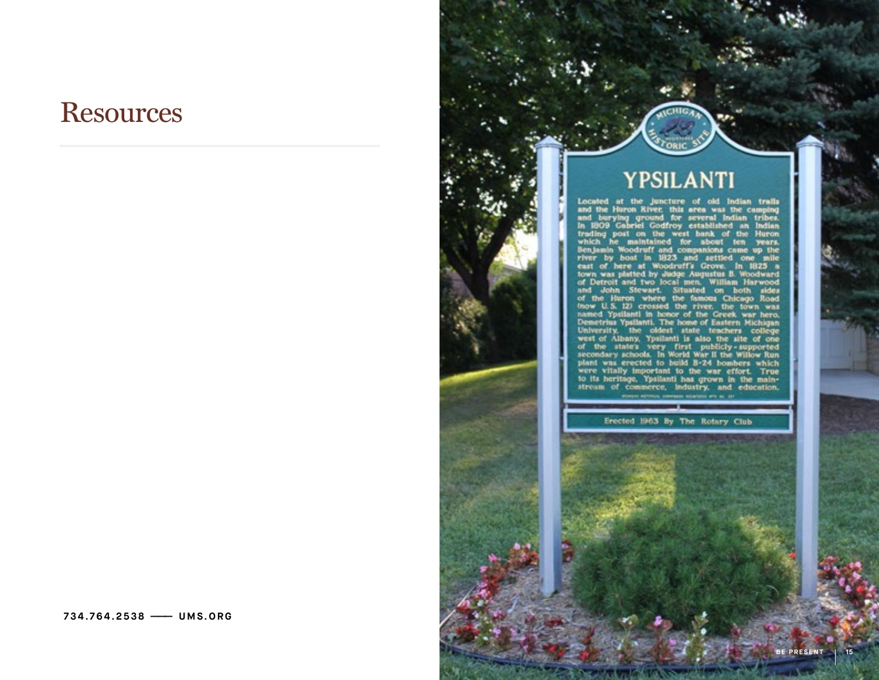# Resources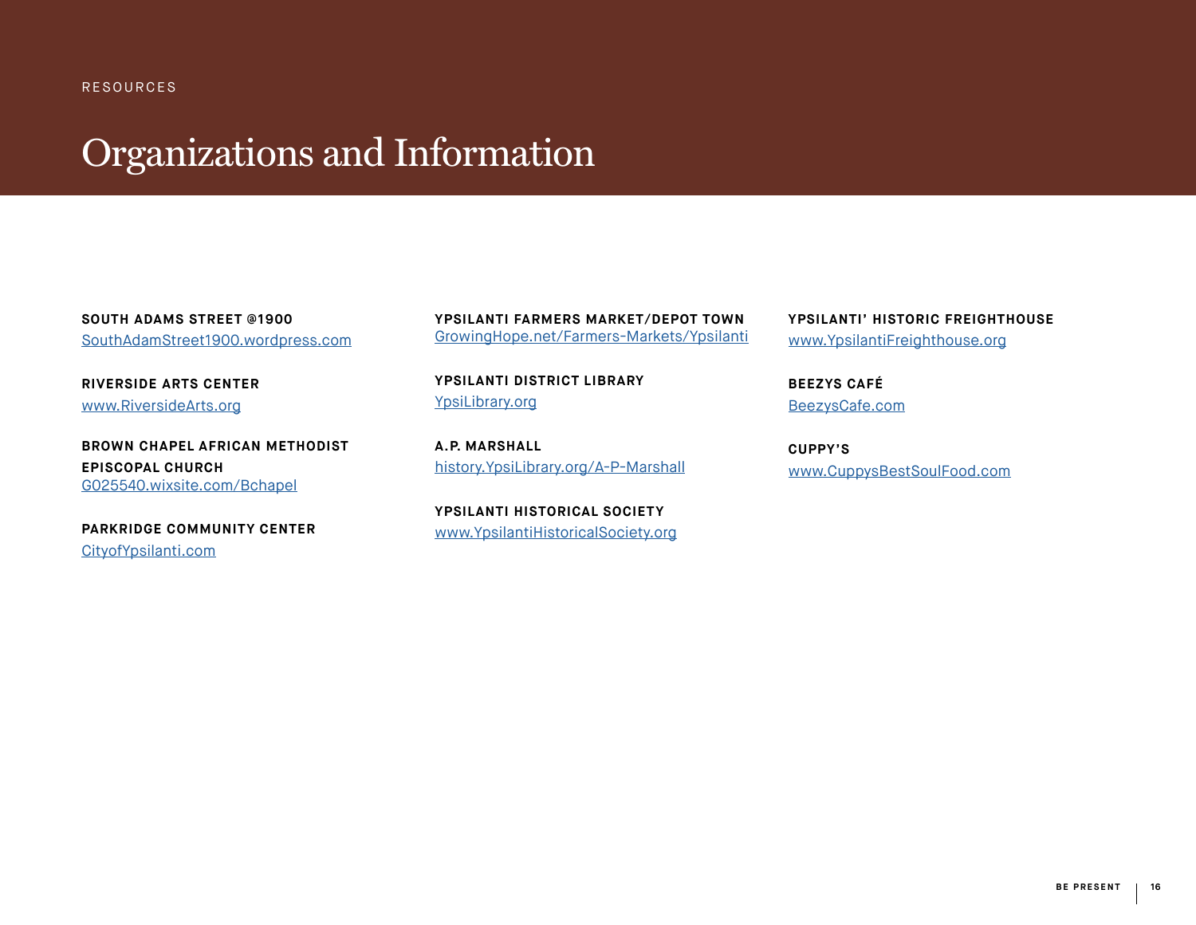RESOURCES

# Organizations and Information

**SOUTH ADAMS STREET @1900**
SouthAdamStreet1900.wordpress.com

**RIVERSIDE ARTS CENTER**
www.RiversideArts.org

**BROWN CHAPEL AFRICAN METHODIST EPISCOPAL CHURCH**
G025540.wixsite.com/Bchapel

**PARKRIDGE COMMUNITY CENTER**
CityofYpsilanti.com

**YPSILANTI FARMERS MARKET/DEPOT TOWN**
GrowingHope.net/Farmers-Markets/Ypsilanti

**YPSILANTI DISTRICT LIBRARY**
YpsiLibrary.org

**A.P. MARSHALL**
history.YpsiLibrary.org/A-P-Marshall

**YPSILANTI HISTORICAL SOCIETY**
www.YpsilantiHistoricalSociety.org

**YPSILANTI' HISTORIC FREIGHTHOUSE**
www.YpsilantiFreighthouse.org

**BEEZYS CAFÉ**
BeezysCafe.com

**CUPPY'S**
www.CuppysBestSoulFood.com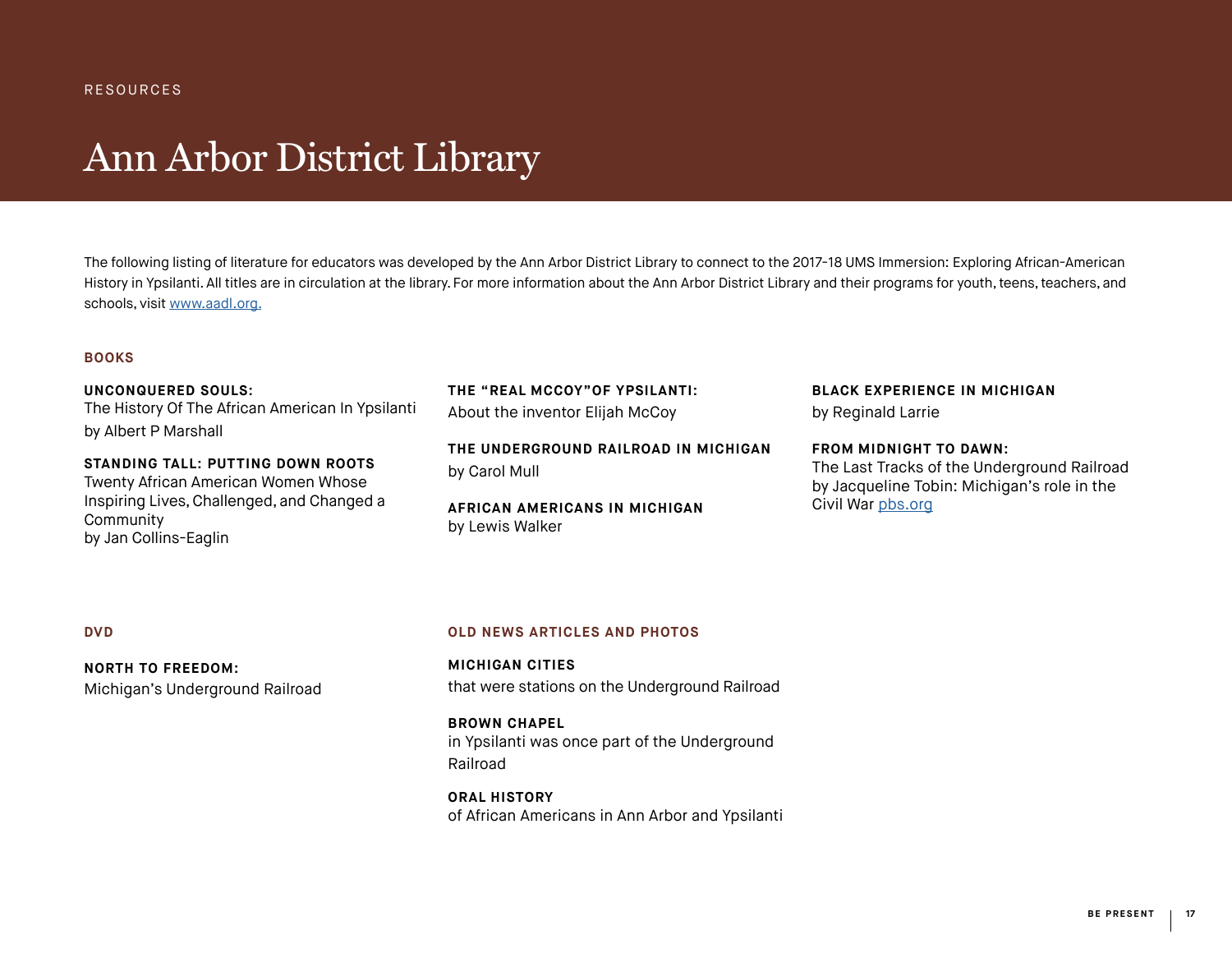RESOURCES

# Ann Arbor District Library

The following listing of literature for educators was developed by the Ann Arbor District Library to connect to the 2017-18 UMS Immersion: Exploring African-American History in Ypsilanti. All titles are in circulation at the library. For more information about the Ann Arbor District Library and their programs for youth, teens, teachers, and schools, visit [www.aadl.org.](http://www.aadl.org)

## BOOKS

**UNCONQUERED SOULS:**
The History Of The African American In Ypsilanti
by Albert P Marshall

**STANDING TALL: PUTTING DOWN ROOTS**
Twenty African American Women Whose Inspiring Lives, Challenged, and Changed a Community
by Jan Collins-Eaglin

**THE "REAL MCCOY"OF YPSILANTI:**
About the inventor Elijah McCoy

**THE UNDERGROUND RAILROAD IN MICHIGAN**
by Carol Mull

**AFRICAN AMERICANS IN MICHIGAN**
by Lewis Walker

**BLACK EXPERIENCE IN MICHIGAN**
by Reginald Larrie

**FROM MIDNIGHT TO DAWN:**
The Last Tracks of the Underground Railroad
by Jacqueline Tobin: Michigan's role in the Civil War [pbs.org](http://pbs.org)

## DVD

**NORTH TO FREEDOM:**
Michigan's Underground Railroad

## OLD NEWS ARTICLES AND PHOTOS

**MICHIGAN CITIES**
that were stations on the Underground Railroad

**BROWN CHAPEL**
in Ypsilanti was once part of the Underground Railroad

**ORAL HISTORY**
of African Americans in Ann Arbor and Ypsilanti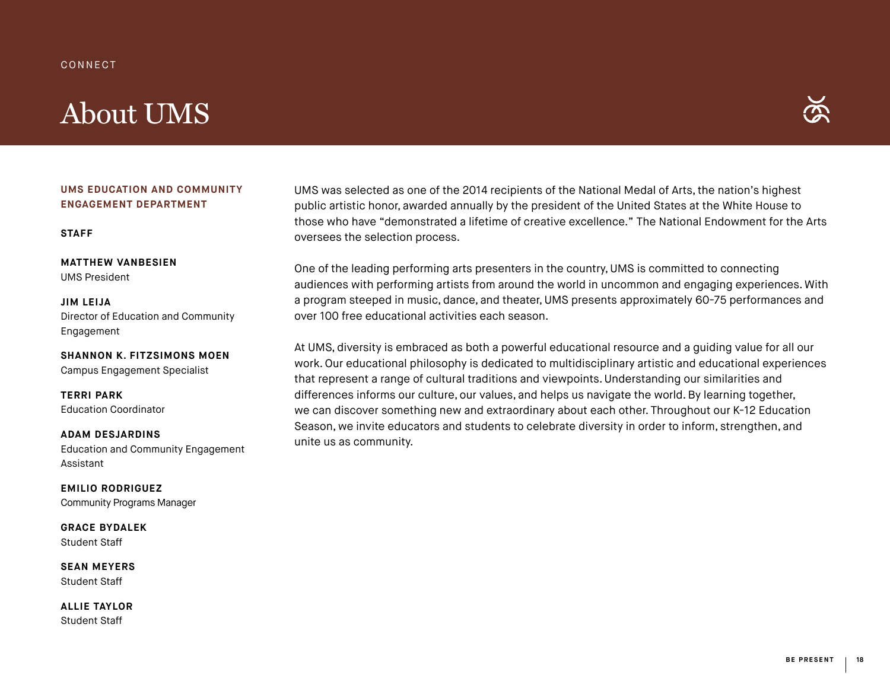CONNECT

# About UMS

## UMS EDUCATION AND COMMUNITY ENGAGEMENT DEPARTMENT

**STAFF**

**MATTHEW VANBESIEN**
UMS President

**JIM LEIJA**
Director of Education and Community Engagement

**SHANNON K. FITZSIMONS MOEN**
Campus Engagement Specialist

**TERRI PARK**
Education Coordinator

**ADAM DESJARDINS**
Education and Community Engagement Assistant

**EMILIO RODRIGUEZ**
Community Programs Manager

**GRACE BYDALEK**
Student Staff

**SEAN MEYERS**
Student Staff

**ALLIE TAYLOR**
Student Staff

UMS was selected as one of the 2014 recipients of the National Medal of Arts, the nation's highest public artistic honor, awarded annually by the president of the United States at the White House to those who have "demonstrated a lifetime of creative excellence." The National Endowment for the Arts oversees the selection process.

One of the leading performing arts presenters in the country, UMS is committed to connecting audiences with performing artists from around the world in uncommon and engaging experiences. With a program steeped in music, dance, and theater, UMS presents approximately 60-75 performances and over 100 free educational activities each season.

At UMS, diversity is embraced as both a powerful educational resource and a guiding value for all our work. Our educational philosophy is dedicated to multidisciplinary artistic and educational experiences that represent a range of cultural traditions and viewpoints. Understanding our similarities and differences informs our culture, our values, and helps us navigate the world. By learning together, we can discover something new and extraordinary about each other. Throughout our K-12 Education Season, we invite educators and students to celebrate diversity in order to inform, strengthen, and unite us as community.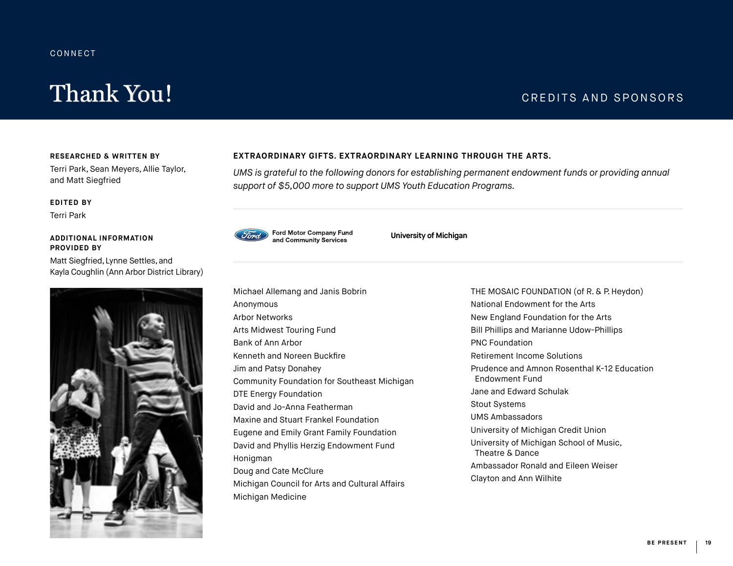CONNECT

# Thank You!

## CREDITS AND SPONSORS

**RESEARCHED & WRITTEN BY**

Terri Park, Sean Meyers, Allie Taylor, and Matt Siegfried

**EDITED BY**

Terri Park

**ADDITIONAL INFORMATION PROVIDED BY**

Matt Siegfried, Lynne Settles, and Kayla Coughlin (Ann Arbor District Library)

**EXTRAORDINARY GIFTS. EXTRAORDINARY LEARNING THROUGH THE ARTS.**

*UMS is grateful to the following donors for establishing permanent endowment funds or providing annual support of $5,000 more to support UMS Youth Education Programs.*

Ford Motor Company Fund and Community Services

University of Michigan

Michael Allemang and Janis Bobrin
Anonymous
Arbor Networks
Arts Midwest Touring Fund
Bank of Ann Arbor
Kenneth and Noreen Buckfire
Jim and Patsy Donahey
Community Foundation for Southeast Michigan
DTE Energy Foundation
David and Jo-Anna Featherman
Maxine and Stuart Frankel Foundation
Eugene and Emily Grant Family Foundation
David and Phyllis Herzig Endowment Fund
Honigman
Doug and Cate McClure
Michigan Council for Arts and Cultural Affairs
Michigan Medicine
THE MOSAIC FOUNDATION (of R. & P. Heydon)
National Endowment for the Arts
New England Foundation for the Arts
Bill Phillips and Marianne Udow-Phillips
PNC Foundation
Retirement Income Solutions
Prudence and Amnon Rosenthal K-12 Education Endowment Fund
Jane and Edward Schulak
Stout Systems
UMS Ambassadors
University of Michigan Credit Union
University of Michigan School of Music, Theatre & Dance
Ambassador Ronald and Eileen Weiser
Clayton and Ann Wilhite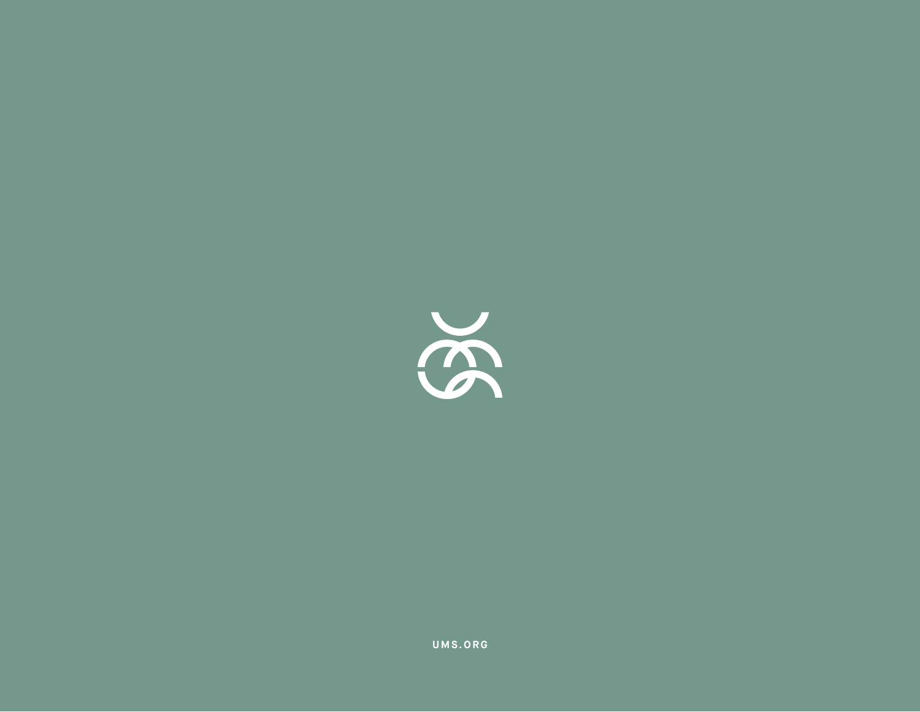UMS.ORG